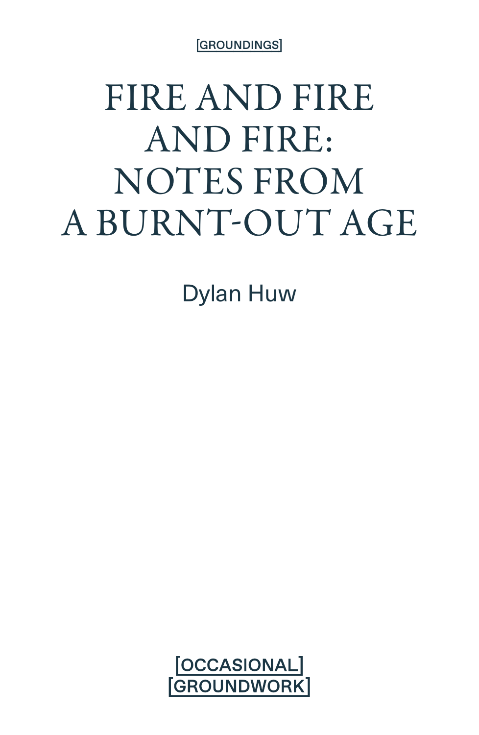[GROUNDINGS]

# FIRE AND FIRE AND FIRE: NOTES FROM A BURNT-OUT AGE

Dylan Huw

[OCCASIONAL]
[GROUNDWORK]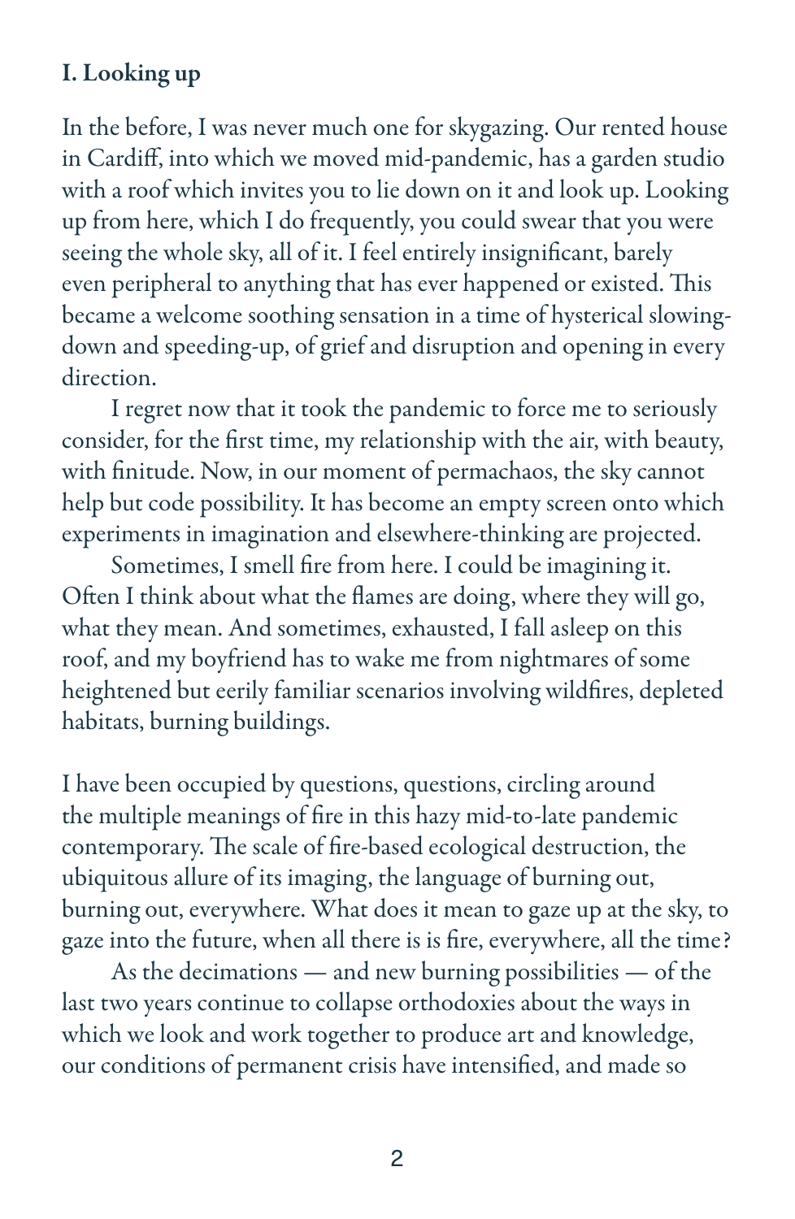## I. Looking up

In the before, I was never much one for skygazing. Our rented house in Cardiff, into which we moved mid-pandemic, has a garden studio with a roof which invites you to lie down on it and look up. Looking up from here, which I do frequently, you could swear that you were seeing the whole sky, all of it. I feel entirely insignificant, barely even peripheral to anything that has ever happened or existed. This became a welcome soothing sensation in a time of hysterical slowing-down and speeding-up, of grief and disruption and opening in every direction.

I regret now that it took the pandemic to force me to seriously consider, for the first time, my relationship with the air, with beauty, with finitude. Now, in our moment of permachaos, the sky cannot help but code possibility. It has become an empty screen onto which experiments in imagination and elsewhere-thinking are projected.

Sometimes, I smell fire from here. I could be imagining it. Often I think about what the flames are doing, where they will go, what they mean. And sometimes, exhausted, I fall asleep on this roof, and my boyfriend has to wake me from nightmares of some heightened but eerily familiar scenarios involving wildfires, depleted habitats, burning buildings.

I have been occupied by questions, questions, circling around the multiple meanings of fire in this hazy mid-to-late pandemic contemporary. The scale of fire-based ecological destruction, the ubiquitous allure of its imaging, the language of burning out, burning out, everywhere. What does it mean to gaze up at the sky, to gaze into the future, when all there is is fire, everywhere, all the time?

As the decimations — and new burning possibilities — of the last two years continue to collapse orthodoxies about the ways in which we look and work together to produce art and knowledge, our conditions of permanent crisis have intensified, and made so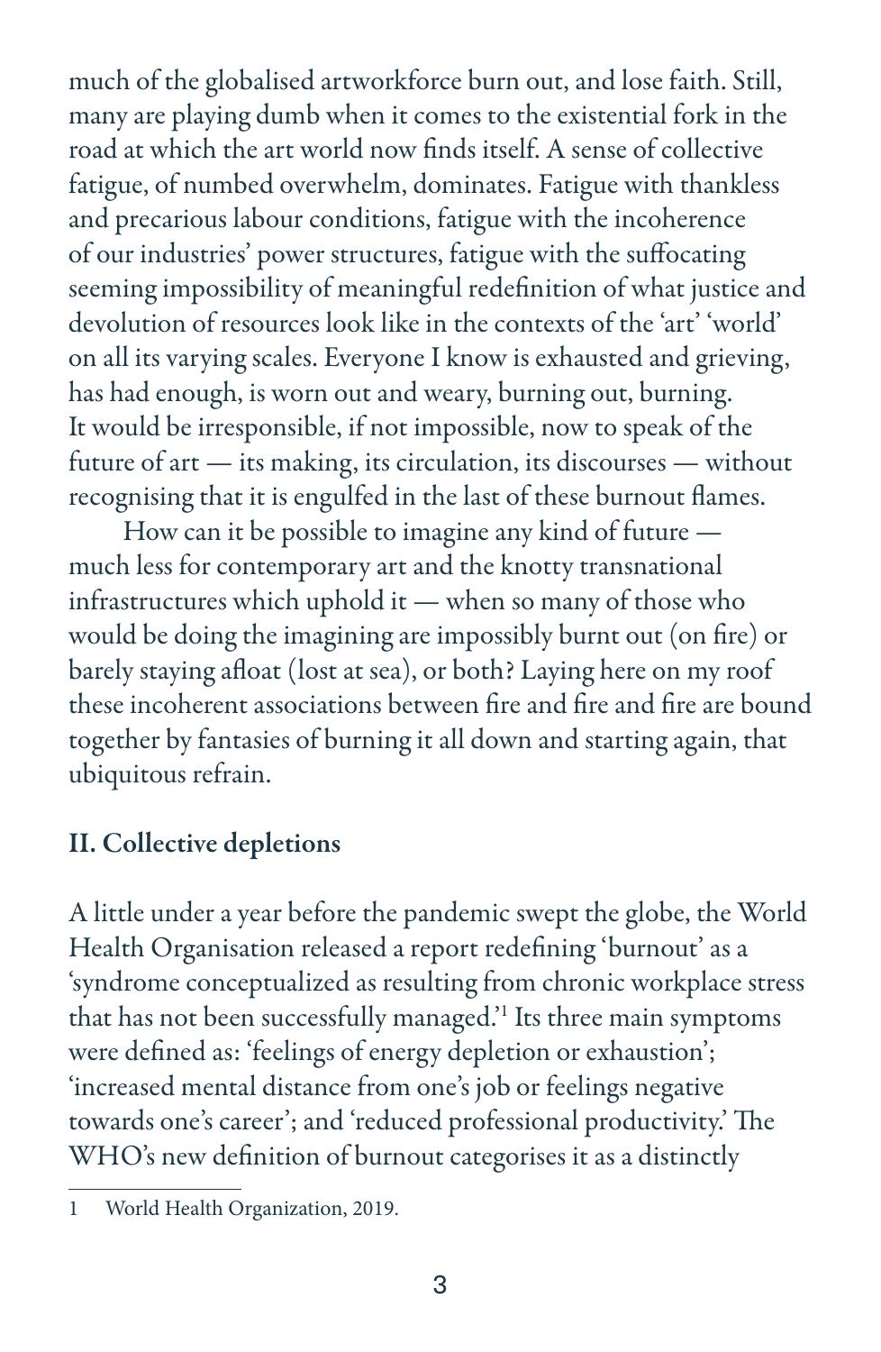much of the globalised artworkforce burn out, and lose faith. Still, many are playing dumb when it comes to the existential fork in the road at which the art world now finds itself. A sense of collective fatigue, of numbed overwhelm, dominates. Fatigue with thankless and precarious labour conditions, fatigue with the incoherence of our industries' power structures, fatigue with the suffocating seeming impossibility of meaningful redefinition of what justice and devolution of resources look like in the contexts of the 'art' 'world' on all its varying scales. Everyone I know is exhausted and grieving, has had enough, is worn out and weary, burning out, burning. It would be irresponsible, if not impossible, now to speak of the future of art — its making, its circulation, its discourses — without recognising that it is engulfed in the last of these burnout flames.

How can it be possible to imagine any kind of future — much less for contemporary art and the knotty transnational infrastructures which uphold it — when so many of those who would be doing the imagining are impossibly burnt out (on fire) or barely staying afloat (lost at sea), or both? Laying here on my roof these incoherent associations between fire and fire and fire are bound together by fantasies of burning it all down and starting again, that ubiquitous refrain.

## II. Collective depletions

A little under a year before the pandemic swept the globe, the World Health Organisation released a report redefining 'burnout' as a 'syndrome conceptualized as resulting from chronic workplace stress that has not been successfully managed.'[1] Its three main symptoms were defined as: 'feelings of energy depletion or exhaustion'; 'increased mental distance from one's job or feelings negative towards one's career'; and 'reduced professional productivity.' The WHO's new definition of burnout categorises it as a distinctly

1 World Health Organization, 2019.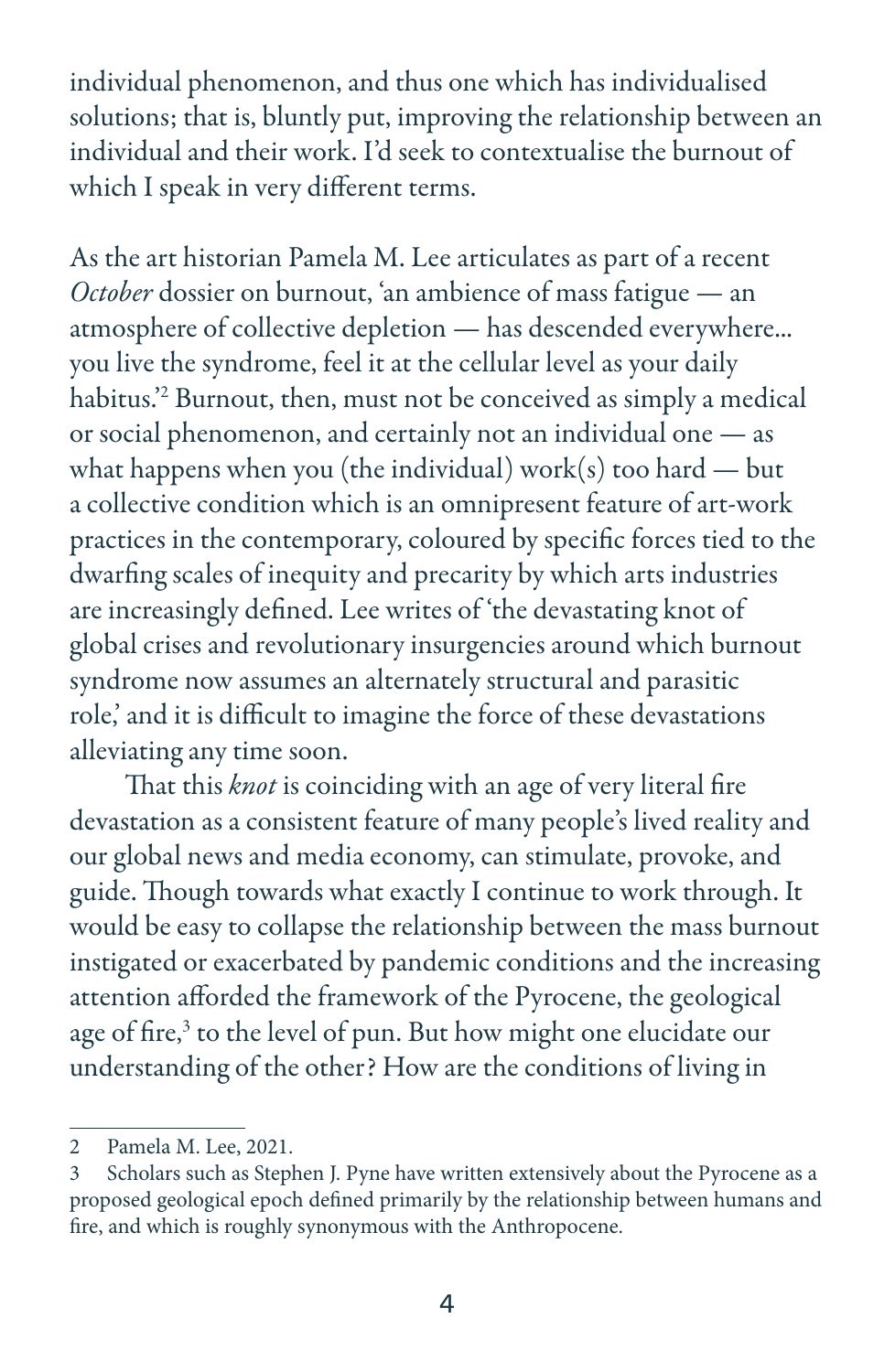individual phenomenon, and thus one which has individualised solutions; that is, bluntly put, improving the relationship between an individual and their work. I'd seek to contextualise the burnout of which I speak in very different terms.

As the art historian Pamela M. Lee articulates as part of a recent *October* dossier on burnout, 'an ambience of mass fatigue — an atmosphere of collective depletion — has descended everywhere... you live the syndrome, feel it at the cellular level as your daily habitus.'[2] Burnout, then, must not be conceived as simply a medical or social phenomenon, and certainly not an individual one — as what happens when you (the individual) work(s) too hard — but a collective condition which is an omnipresent feature of art-work practices in the contemporary, coloured by specific forces tied to the dwarfing scales of inequity and precarity by which arts industries are increasingly defined. Lee writes of 'the devastating knot of global crises and revolutionary insurgencies around which burnout syndrome now assumes an alternately structural and parasitic role,' and it is difficult to imagine the force of these devastations alleviating any time soon.

That this *knot* is coinciding with an age of very literal fire devastation as a consistent feature of many people's lived reality and our global news and media economy, can stimulate, provoke, and guide. Though towards what exactly I continue to work through. It would be easy to collapse the relationship between the mass burnout instigated or exacerbated by pandemic conditions and the increasing attention afforded the framework of the Pyrocene, the geological age of fire,[3] to the level of pun. But how might one elucidate our understanding of the other? How are the conditions of living in

---

2 Pamela M. Lee, 2021.

3 Scholars such as Stephen J. Pyne have written extensively about the Pyrocene as a proposed geological epoch defined primarily by the relationship between humans and fire, and which is roughly synonymous with the Anthropocene.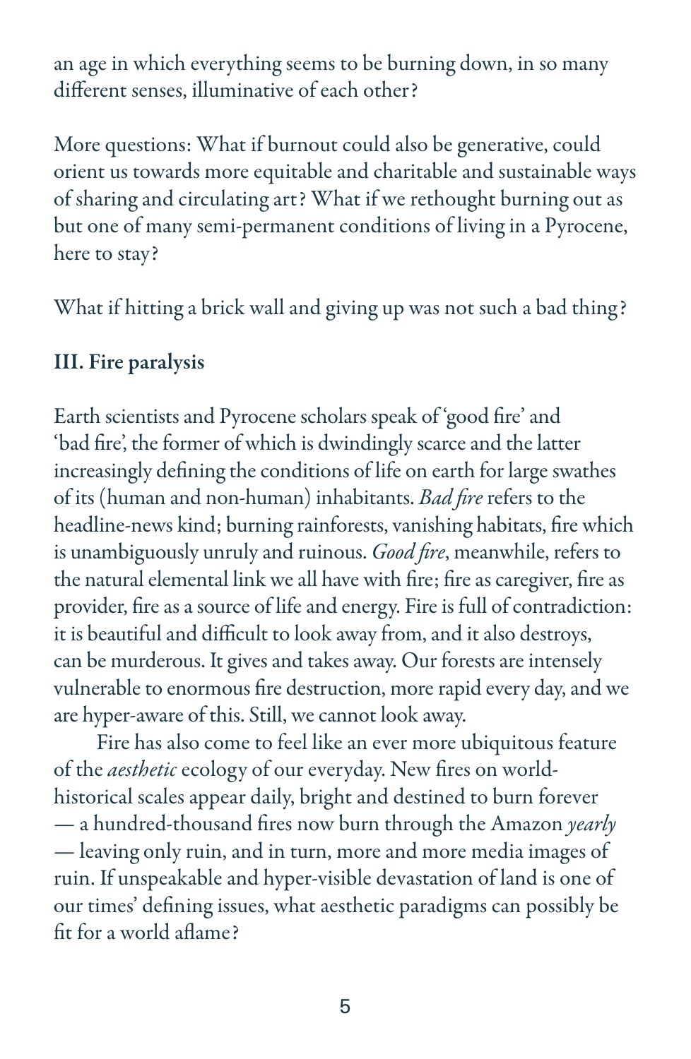an age in which everything seems to be burning down, in so many different senses, illuminative of each other?

More questions: What if burnout could also be generative, could orient us towards more equitable and charitable and sustainable ways of sharing and circulating art? What if we rethought burning out as but one of many semi-permanent conditions of living in a Pyrocene, here to stay?

What if hitting a brick wall and giving up was not such a bad thing?

### III. Fire paralysis

Earth scientists and Pyrocene scholars speak of 'good fire' and 'bad fire', the former of which is dwindlingly scarce and the latter increasingly defining the conditions of life on earth for large swathes of its (human and non-human) inhabitants. *Bad fire* refers to the headline-news kind; burning rainforests, vanishing habitats, fire which is unambiguously unruly and ruinous. *Good fire*, meanwhile, refers to the natural elemental link we all have with fire; fire as caregiver, fire as provider, fire as a source of life and energy. Fire is full of contradiction: it is beautiful and difficult to look away from, and it also destroys, can be murderous. It gives and takes away. Our forests are intensely vulnerable to enormous fire destruction, more rapid every day, and we are hyper-aware of this. Still, we cannot look away.

Fire has also come to feel like an ever more ubiquitous feature of the *aesthetic* ecology of our everyday. New fires on world-historical scales appear daily, bright and destined to burn forever — a hundred-thousand fires now burn through the Amazon *yearly* — leaving only ruin, and in turn, more and more media images of ruin. If unspeakable and hyper-visible devastation of land is one of our times' defining issues, what aesthetic paradigms can possibly be fit for a world aflame?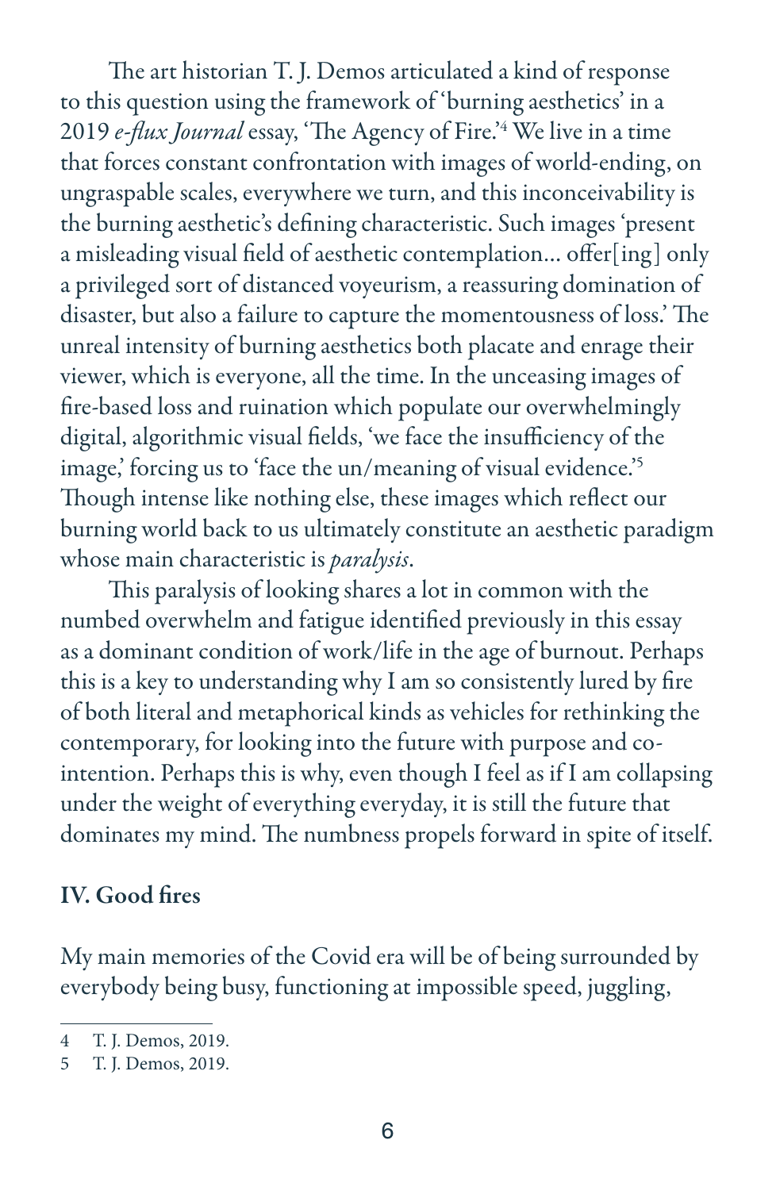The art historian T. J. Demos articulated a kind of response to this question using the framework of 'burning aesthetics' in a 2019 *e-flux Journal* essay, 'The Agency of Fire.'[4] We live in a time that forces constant confrontation with images of world-ending, on ungraspable scales, everywhere we turn, and this inconceivability is the burning aesthetic's defining characteristic. Such images 'present a misleading visual field of aesthetic contemplation… offer[ing] only a privileged sort of distanced voyeurism, a reassuring domination of disaster, but also a failure to capture the momentousness of loss.' The unreal intensity of burning aesthetics both placate and enrage their viewer, which is everyone, all the time. In the unceasing images of fire-based loss and ruination which populate our overwhelmingly digital, algorithmic visual fields, 'we face the insufficiency of the image,' forcing us to 'face the un/meaning of visual evidence.'[5] Though intense like nothing else, these images which reflect our burning world back to us ultimately constitute an aesthetic paradigm whose main characteristic is *paralysis*.

This paralysis of looking shares a lot in common with the numbed overwhelm and fatigue identified previously in this essay as a dominant condition of work/life in the age of burnout. Perhaps this is a key to understanding why I am so consistently lured by fire of both literal and metaphorical kinds as vehicles for rethinking the contemporary, for looking into the future with purpose and co-intention. Perhaps this is why, even though I feel as if I am collapsing under the weight of everything everyday, it is still the future that dominates my mind. The numbness propels forward in spite of itself.

## IV. Good fires

My main memories of the Covid era will be of being surrounded by everybody being busy, functioning at impossible speed, juggling,

---

4 T. J. Demos, 2019.

5 T. J. Demos, 2019.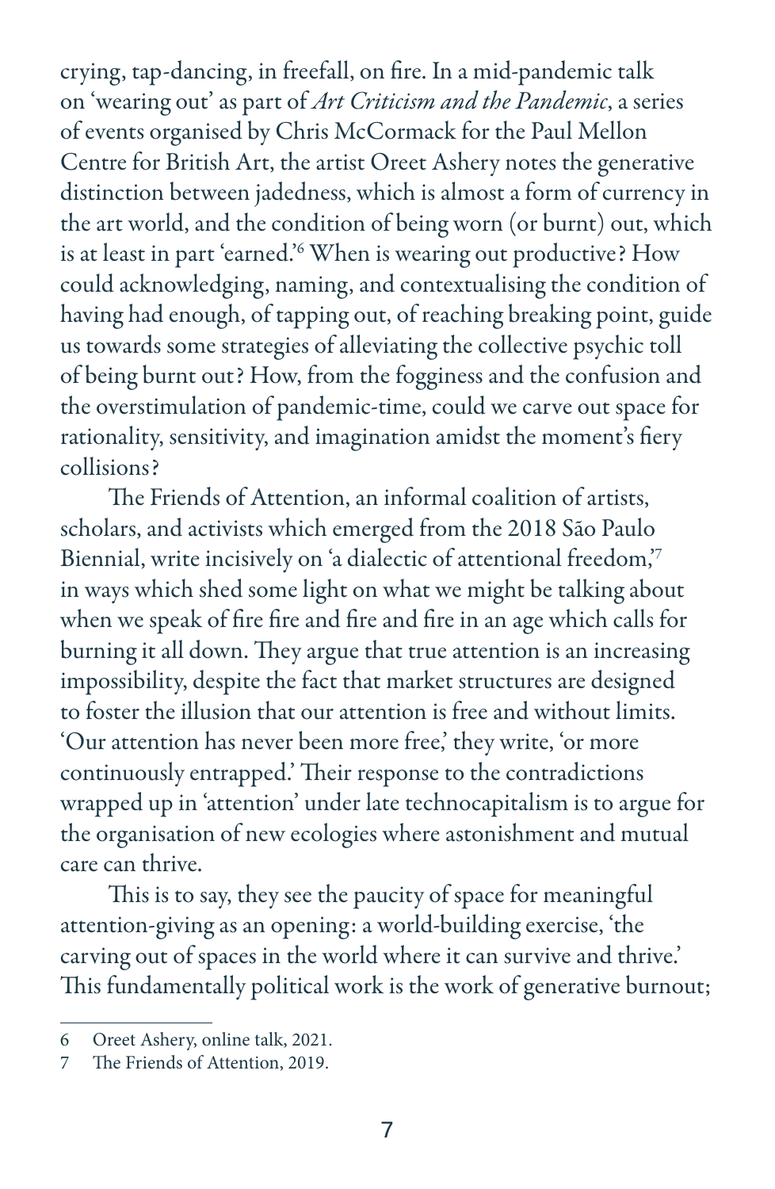crying, tap-dancing, in freefall, on fire. In a mid-pandemic talk on 'wearing out' as part of *Art Criticism and the Pandemic*, a series of events organised by Chris McCormack for the Paul Mellon Centre for British Art, the artist Oreet Ashery notes the generative distinction between jadedness, which is almost a form of currency in the art world, and the condition of being worn (or burnt) out, which is at least in part 'earned.'[6] When is wearing out productive? How could acknowledging, naming, and contextualising the condition of having had enough, of tapping out, of reaching breaking point, guide us towards some strategies of alleviating the collective psychic toll of being burnt out? How, from the fogginess and the confusion and the overstimulation of pandemic-time, could we carve out space for rationality, sensitivity, and imagination amidst the moment's fiery collisions?

The Friends of Attention, an informal coalition of artists, scholars, and activists which emerged from the 2018 São Paulo Biennial, write incisively on 'a dialectic of attentional freedom,'[7] in ways which shed some light on what we might be talking about when we speak of fire fire and fire and fire in an age which calls for burning it all down. They argue that true attention is an increasing impossibility, despite the fact that market structures are designed to foster the illusion that our attention is free and without limits. 'Our attention has never been more free,' they write, 'or more continuously entrapped.' Their response to the contradictions wrapped up in 'attention' under late technocapitalism is to argue for the organisation of new ecologies where astonishment and mutual care can thrive.

This is to say, they see the paucity of space for meaningful attention-giving as an opening: a world-building exercise, 'the carving out of spaces in the world where it can survive and thrive.' This fundamentally political work is the work of generative burnout;

---

6 Oreet Ashery, online talk, 2021.

7 The Friends of Attention, 2019.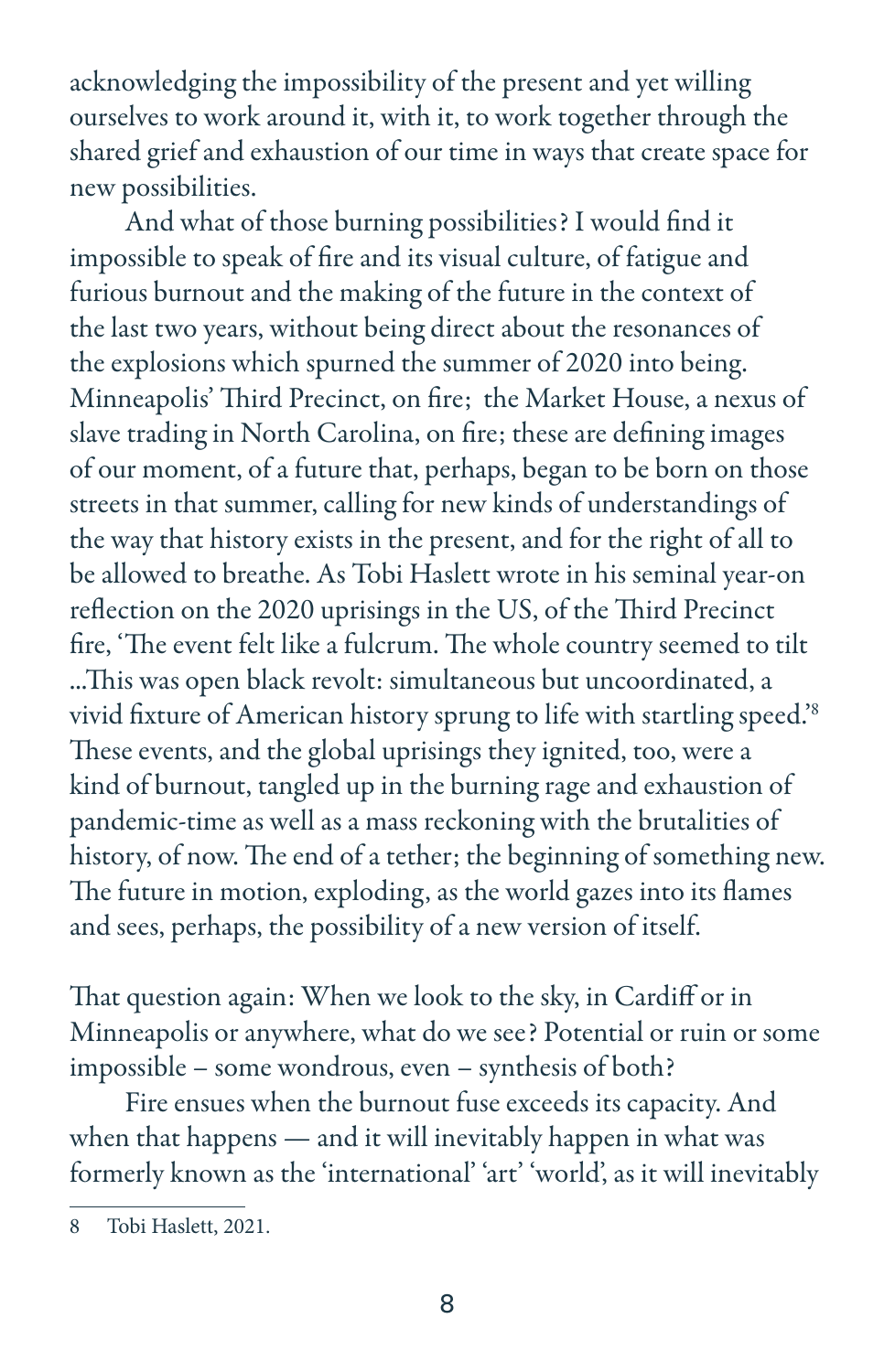acknowledging the impossibility of the present and yet willing ourselves to work around it, with it, to work together through the shared grief and exhaustion of our time in ways that create space for new possibilities.

And what of those burning possibilities? I would find it impossible to speak of fire and its visual culture, of fatigue and furious burnout and the making of the future in the context of the last two years, without being direct about the resonances of the explosions which spurned the summer of 2020 into being. Minneapolis' Third Precinct, on fire; the Market House, a nexus of slave trading in North Carolina, on fire; these are defining images of our moment, of a future that, perhaps, began to be born on those streets in that summer, calling for new kinds of understandings of the way that history exists in the present, and for the right of all to be allowed to breathe. As Tobi Haslett wrote in his seminal year-on reflection on the 2020 uprisings in the US, of the Third Precinct fire, 'The event felt like a fulcrum. The whole country seemed to tilt …This was open black revolt: simultaneous but uncoordinated, a vivid fixture of American history sprung to life with startling speed.'[8] These events, and the global uprisings they ignited, too, were a kind of burnout, tangled up in the burning rage and exhaustion of pandemic-time as well as a mass reckoning with the brutalities of history, of now. The end of a tether; the beginning of something new. The future in motion, exploding, as the world gazes into its flames and sees, perhaps, the possibility of a new version of itself.

That question again: When we look to the sky, in Cardiff or in Minneapolis or anywhere, what do we see? Potential or ruin or some impossible – some wondrous, even – synthesis of both?

Fire ensues when the burnout fuse exceeds its capacity. And when that happens — and it will inevitably happen in what was formerly known as the 'international' 'art' 'world', as it will inevitably

8 Tobi Haslett, 2021.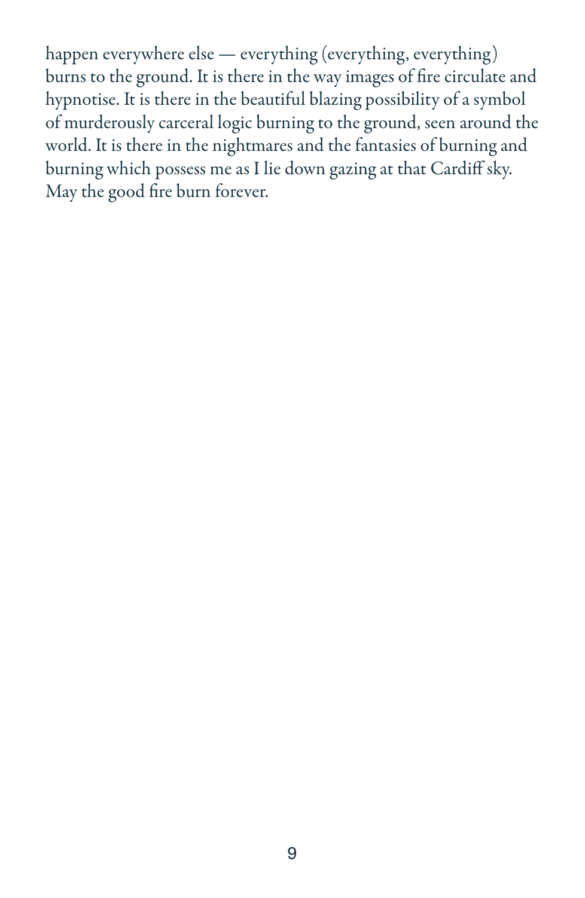happen everywhere else — everything (everything, everything) burns to the ground. It is there in the way images of fire circulate and hypnotise. It is there in the beautiful blazing possibility of a symbol of murderously carceral logic burning to the ground, seen around the world. It is there in the nightmares and the fantasies of burning and burning which possess me as I lie down gazing at that Cardiff sky. May the good fire burn forever.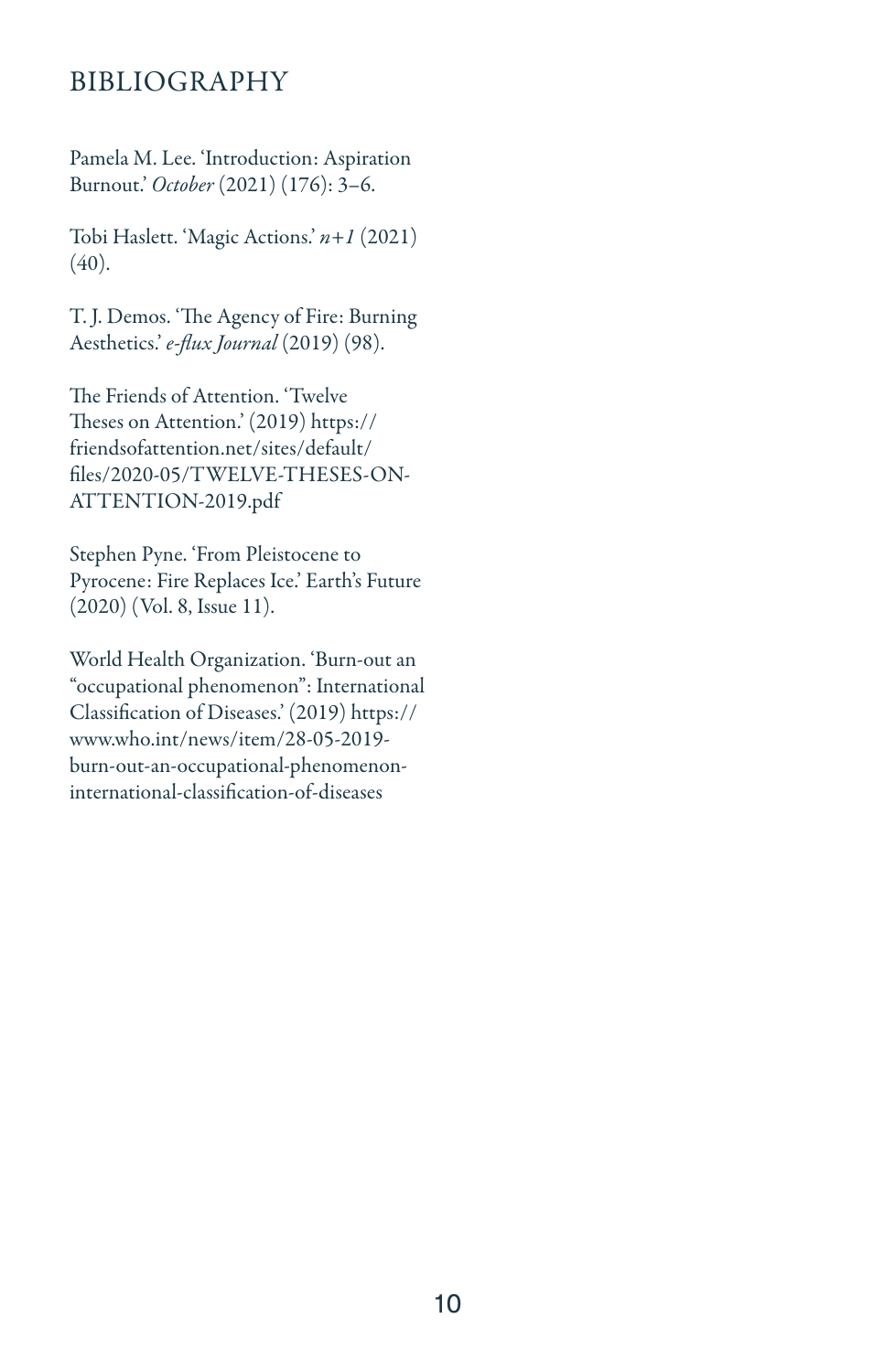# BIBLIOGRAPHY

Pamela M. Lee. 'Introduction: Aspiration Burnout.' *October* (2021) (176): 3–6.

Tobi Haslett. 'Magic Actions.' *n+1* (2021) (40).

T. J. Demos. 'The Agency of Fire: Burning Aesthetics.' *e-flux Journal* (2019) (98).

The Friends of Attention. 'Twelve Theses on Attention.' (2019) https://friendsofattention.net/sites/default/files/2020-05/TWELVE-THESES-ON-ATTENTION-2019.pdf

Stephen Pyne. 'From Pleistocene to Pyrocene: Fire Replaces Ice.' Earth's Future (2020) (Vol. 8, Issue 11).

World Health Organization. 'Burn-out an "occupational phenomenon": International Classification of Diseases.' (2019) https://www.who.int/news/item/28-05-2019-burn-out-an-occupational-phenomenon-international-classification-of-diseases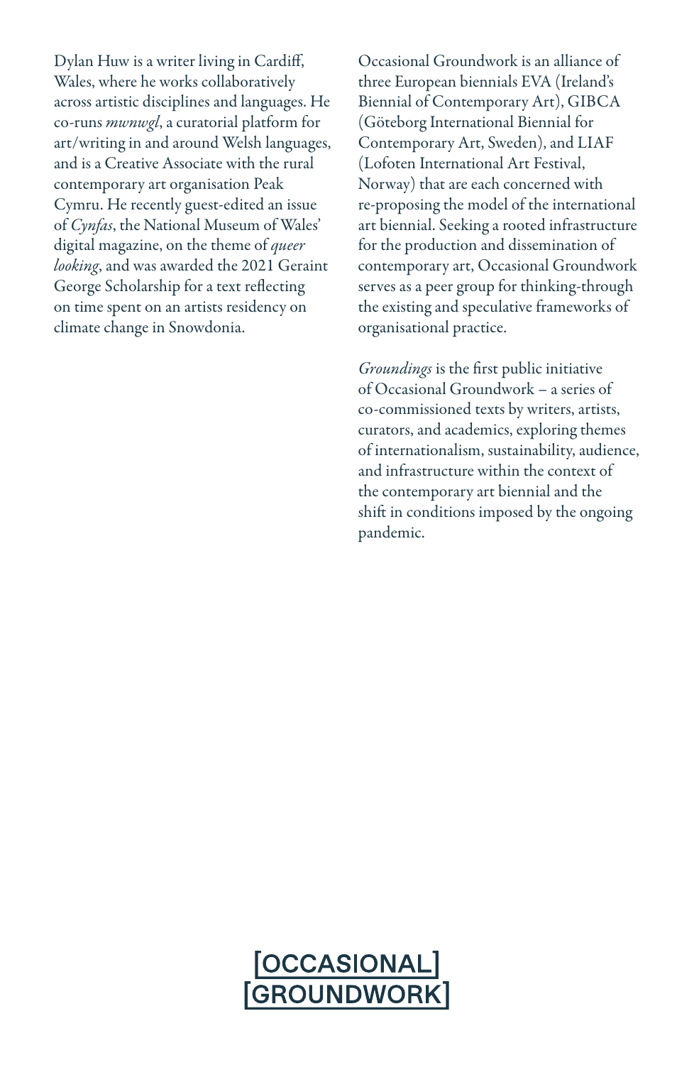Dylan Huw is a writer living in Cardiff, Wales, where he works collaboratively across artistic disciplines and languages. He co-runs *mwnwgl*, a curatorial platform for art/writing in and around Welsh languages, and is a Creative Associate with the rural contemporary art organisation Peak Cymru. He recently guest-edited an issue of *Cynfas*, the National Museum of Wales' digital magazine, on the theme of *queer looking*, and was awarded the 2021 Geraint George Scholarship for a text reflecting on time spent on an artists residency on climate change in Snowdonia.

Occasional Groundwork is an alliance of three European biennials EVA (Ireland's Biennial of Contemporary Art), GIBCA (Göteborg International Biennial for Contemporary Art, Sweden), and LIAF (Lofoten International Art Festival, Norway) that are each concerned with re-proposing the model of the international art biennial. Seeking a rooted infrastructure for the production and dissemination of contemporary art, Occasional Groundwork serves as a peer group for thinking-through the existing and speculative frameworks of organisational practice.

*Groundings* is the first public initiative of Occasional Groundwork – a series of co-commissioned texts by writers, artists, curators, and academics, exploring themes of internationalism, sustainability, audience, and infrastructure within the context of the contemporary art biennial and the shift in conditions imposed by the ongoing pandemic.

[OCCASIONAL]
[GROUNDWORK]